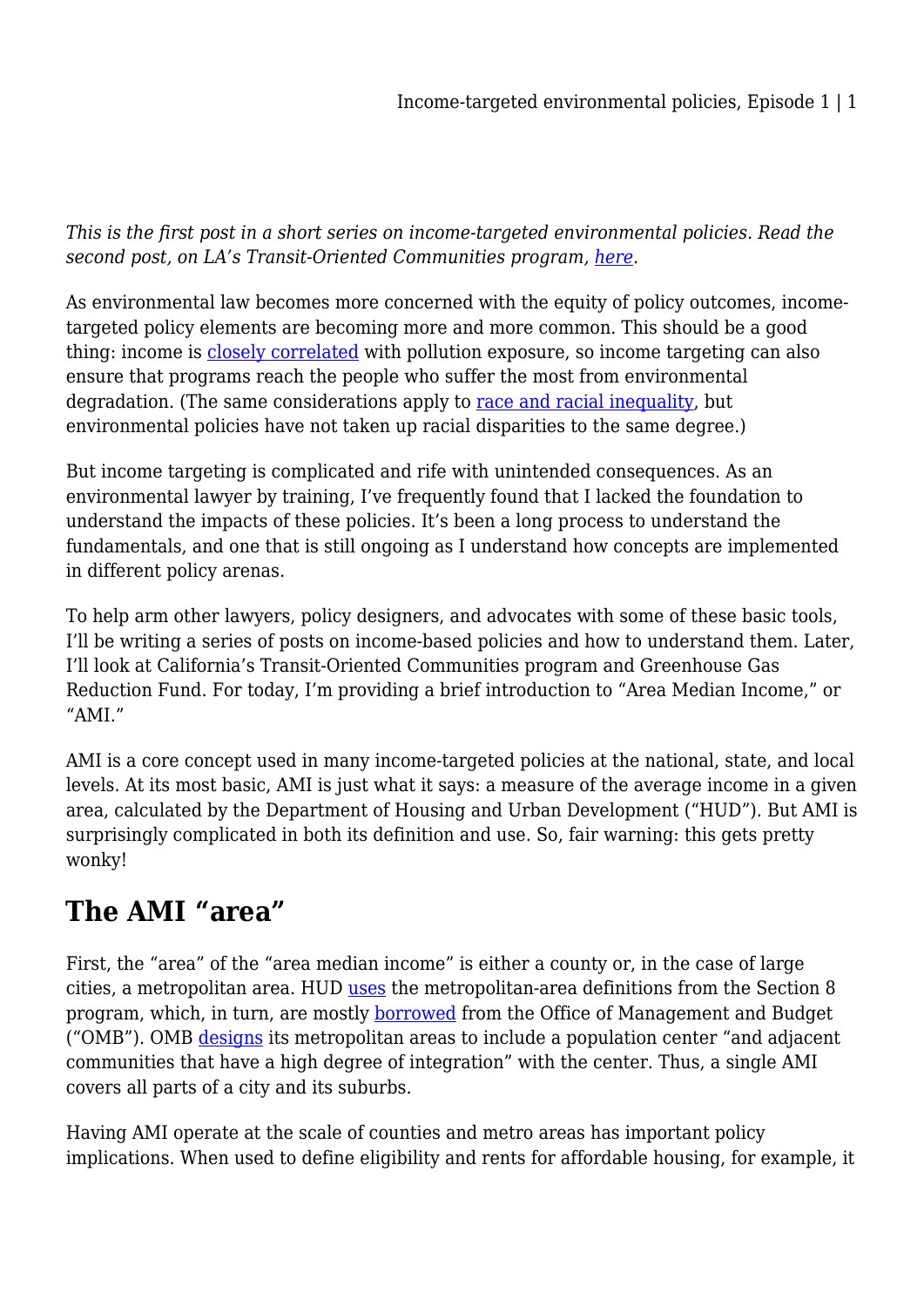*This is the first post in a short series on income-targeted environmental policies. Read the second post, on LA's Transit-Oriented Communities program, here.*

As environmental law becomes more concerned with the equity of policy outcomes, income-targeted policy elements are becoming more and more common. This should be a good thing: income is closely correlated with pollution exposure, so income targeting can also ensure that programs reach the people who suffer the most from environmental degradation. (The same considerations apply to race and racial inequality, but environmental policies have not taken up racial disparities to the same degree.)

But income targeting is complicated and rife with unintended consequences. As an environmental lawyer by training, I've frequently found that I lacked the foundation to understand the impacts of these policies. It's been a long process to understand the fundamentals, and one that is still ongoing as I understand how concepts are implemented in different policy arenas.

To help arm other lawyers, policy designers, and advocates with some of these basic tools, I'll be writing a series of posts on income-based policies and how to understand them. Later, I'll look at California's Transit-Oriented Communities program and Greenhouse Gas Reduction Fund. For today, I'm providing a brief introduction to "Area Median Income," or "AMI."

AMI is a core concept used in many income-targeted policies at the national, state, and local levels. At its most basic, AMI is just what it says: a measure of the average income in a given area, calculated by the Department of Housing and Urban Development ("HUD"). But AMI is surprisingly complicated in both its definition and use. So, fair warning: this gets pretty wonky!

## The AMI "area"

First, the "area" of the "area median income" is either a county or, in the case of large cities, a metropolitan area. HUD uses the metropolitan-area definitions from the Section 8 program, which, in turn, are mostly borrowed from the Office of Management and Budget ("OMB"). OMB designs its metropolitan areas to include a population center "and adjacent communities that have a high degree of integration" with the center. Thus, a single AMI covers all parts of a city and its suburbs.

Having AMI operate at the scale of counties and metro areas has important policy implications. When used to define eligibility and rents for affordable housing, for example, it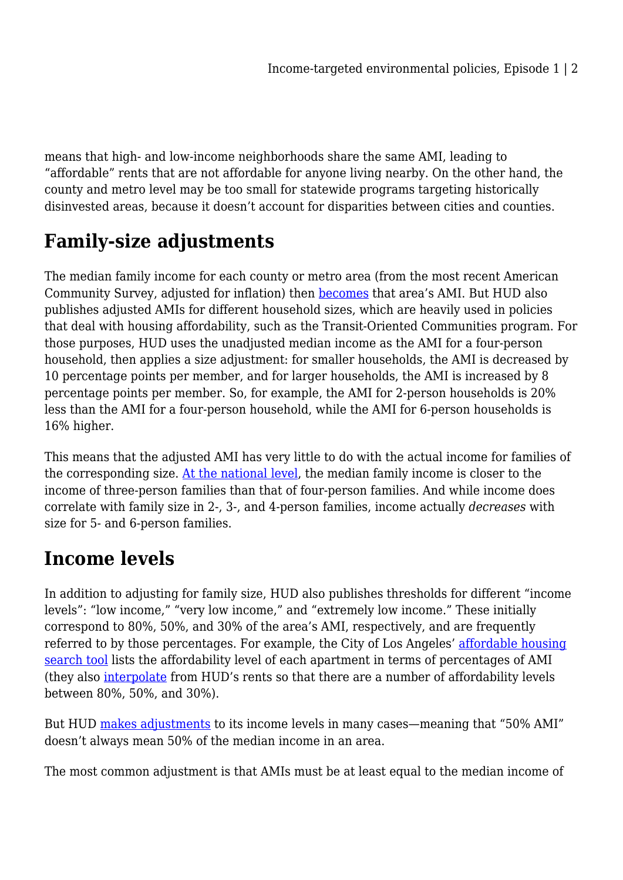means that high- and low-income neighborhoods share the same AMI, leading to “affordable” rents that are not affordable for anyone living nearby. On the other hand, the county and metro level may be too small for statewide programs targeting historically disinvested areas, because it doesn’t account for disparities between cities and counties.

## Family-size adjustments

The median family income for each county or metro area (from the most recent American Community Survey, adjusted for inflation) then becomes that area’s AMI. But HUD also publishes adjusted AMIs for different household sizes, which are heavily used in policies that deal with housing affordability, such as the Transit-Oriented Communities program. For those purposes, HUD uses the unadjusted median income as the AMI for a four-person household, then applies a size adjustment: for smaller households, the AMI is decreased by 10 percentage points per member, and for larger households, the AMI is increased by 8 percentage points per member. So, for example, the AMI for 2-person households is 20% less than the AMI for a four-person household, while the AMI for 6-person households is 16% higher.

This means that the adjusted AMI has very little to do with the actual income for families of the corresponding size. At the national level, the median family income is closer to the income of three-person families than that of four-person families. And while income does correlate with family size in 2-, 3-, and 4-person families, income actually *decreases* with size for 5- and 6-person families.

## Income levels

In addition to adjusting for family size, HUD also publishes thresholds for different “income levels”: “low income,” “very low income,” and “extremely low income.” These initially correspond to 80%, 50%, and 30% of the area’s AMI, respectively, and are frequently referred to by those percentages. For example, the City of Los Angeles’ affordable housing search tool lists the affordability level of each apartment in terms of percentages of AMI (they also interpolate from HUD’s rents so that there are a number of affordability levels between 80%, 50%, and 30%).

But HUD makes adjustments to its income levels in many cases—meaning that “50% AMI” doesn’t always mean 50% of the median income in an area.

The most common adjustment is that AMIs must be at least equal to the median income of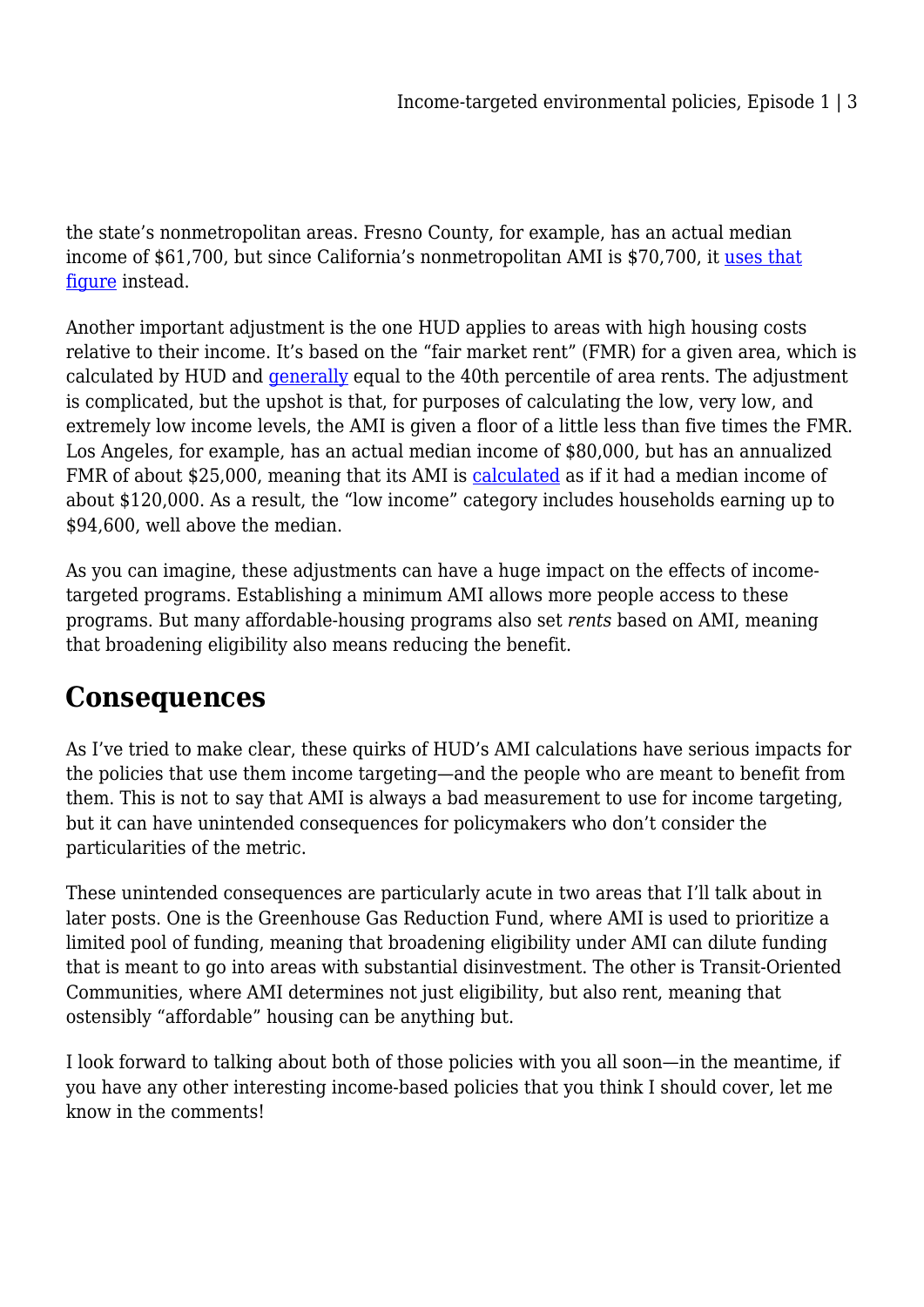the state's nonmetropolitan areas. Fresno County, for example, has an actual median income of $61,700, but since California's nonmetropolitan AMI is $70,700, it uses that figure instead.

Another important adjustment is the one HUD applies to areas with high housing costs relative to their income. It's based on the "fair market rent" (FMR) for a given area, which is calculated by HUD and generally equal to the 40th percentile of area rents. The adjustment is complicated, but the upshot is that, for purposes of calculating the low, very low, and extremely low income levels, the AMI is given a floor of a little less than five times the FMR. Los Angeles, for example, has an actual median income of $80,000, but has an annualized FMR of about $25,000, meaning that its AMI is calculated as if it had a median income of about $120,000. As a result, the "low income" category includes households earning up to $94,600, well above the median.

As you can imagine, these adjustments can have a huge impact on the effects of income-targeted programs. Establishing a minimum AMI allows more people access to these programs. But many affordable-housing programs also set *rents* based on AMI, meaning that broadening eligibility also means reducing the benefit.

## Consequences

As I've tried to make clear, these quirks of HUD's AMI calculations have serious impacts for the policies that use them income targeting—and the people who are meant to benefit from them. This is not to say that AMI is always a bad measurement to use for income targeting, but it can have unintended consequences for policymakers who don't consider the particularities of the metric.

These unintended consequences are particularly acute in two areas that I'll talk about in later posts. One is the Greenhouse Gas Reduction Fund, where AMI is used to prioritize a limited pool of funding, meaning that broadening eligibility under AMI can dilute funding that is meant to go into areas with substantial disinvestment. The other is Transit-Oriented Communities, where AMI determines not just eligibility, but also rent, meaning that ostensibly "affordable" housing can be anything but.

I look forward to talking about both of those policies with you all soon—in the meantime, if you have any other interesting income-based policies that you think I should cover, let me know in the comments!